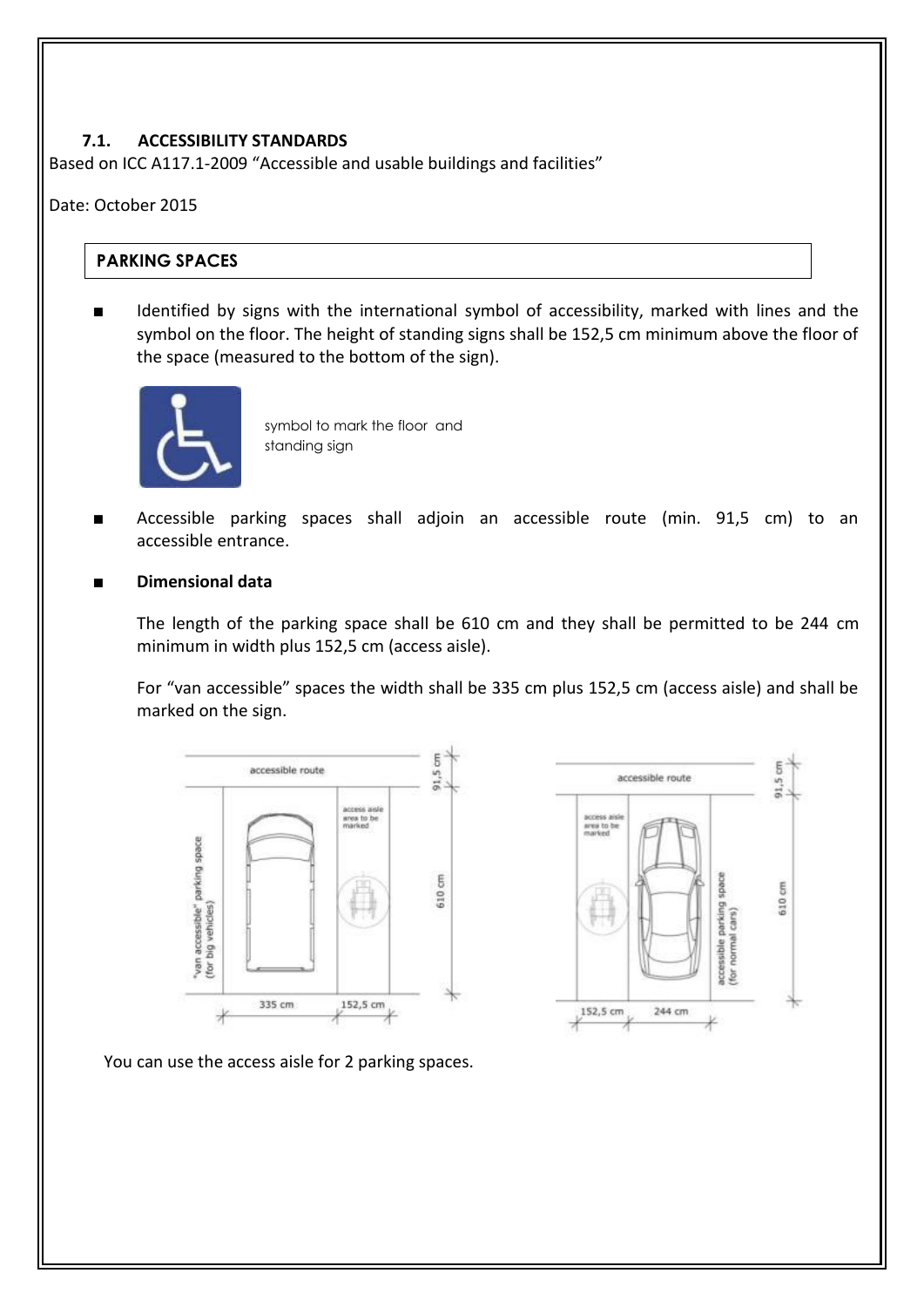### 7.1. ACCESSIBILITY STANDARDS

Based on ICC A117.1-2009 "Accessible and usable buildings and facilities"

Date: October 2015

#### PARKING SPACES

- Identified by signs with the international symbol of accessibility, marked with lines and the symbol on the floor. The height of standing signs shall be 152,5 cm minimum above the floor of the space (measured to the bottom of the sign).

symbol to mark the floor and standing sign

- Accessible parking spaces shall adjoin an accessible route (min. 91,5 cm) to an accessible entrance.

- **Dimensional data**

  The length of the parking space shall be 610 cm and they shall be permitted to be 244 cm minimum in width plus 152,5 cm (access aisle).

  For "van accessible" spaces the width shall be 335 cm plus 152,5 cm (access aisle) and shall be marked on the sign.

You can use the access aisle for 2 parking spaces.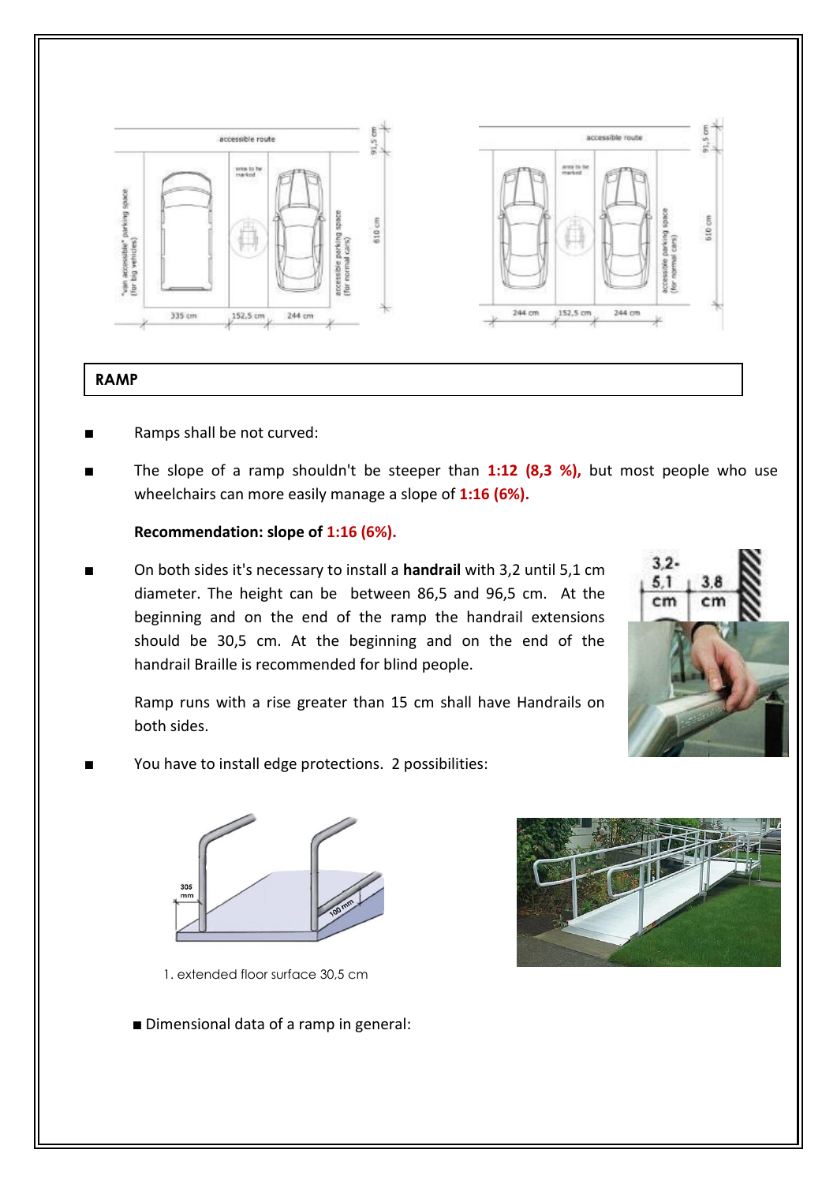## RAMP

- Ramps shall be not curved:
- The slope of a ramp shouldn't be steeper than **1:12 (8,3 %),** but most people who use wheelchairs can more easily manage a slope of **1:16 (6%).**

  **Recommendation: slope of 1:16 (6%).**

- On both sides it's necessary to install a **handrail** with 3,2 until 5,1 cm diameter. The height can be between 86,5 and 96,5 cm. At the beginning and on the end of the ramp the handrail extensions should be 30,5 cm. At the beginning and on the end of the handrail Braille is recommended for blind people.

  Ramp runs with a rise greater than 15 cm shall have Handrails on both sides.

- You have to install edge protections. 2 possibilities:

1. extended floor surface 30,5 cm

- Dimensional data of a ramp in general: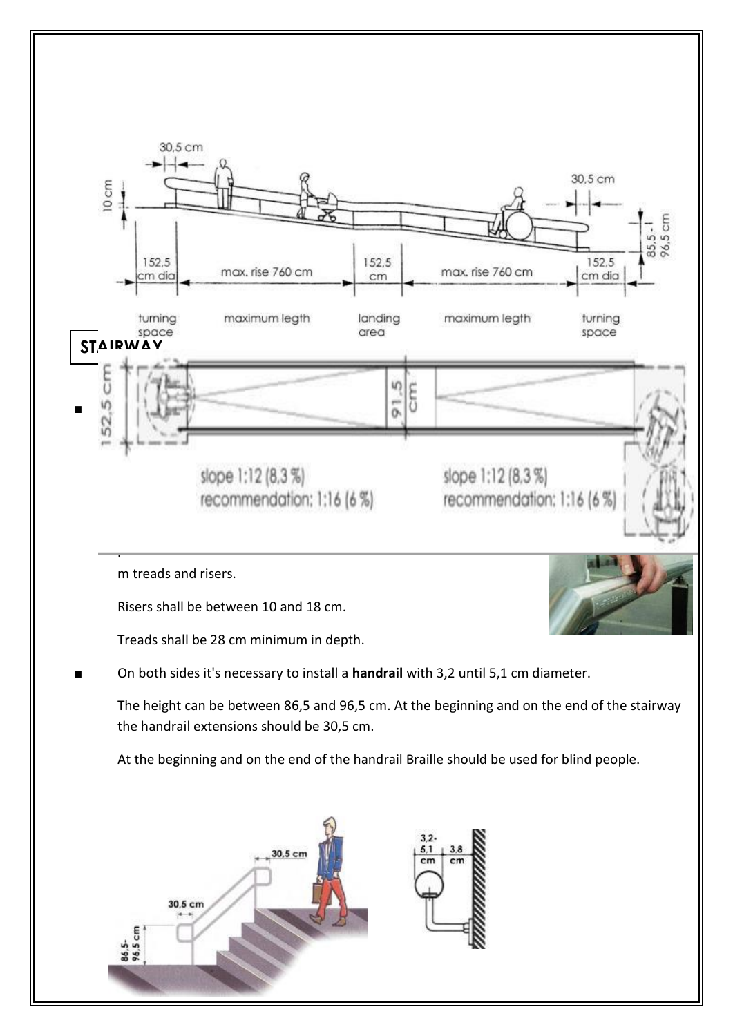## STAIRWAY

- m treads and risers.

  Risers shall be between 10 and 18 cm.

  Treads shall be 28 cm minimum in depth.

- On both sides it's necessary to install a **handrail** with 3,2 until 5,1 cm diameter.

  The height can be between 86,5 and 96,5 cm. At the beginning and on the end of the stairway the handrail extensions should be 30,5 cm.

  At the beginning and on the end of the handrail Braille should be used for blind people.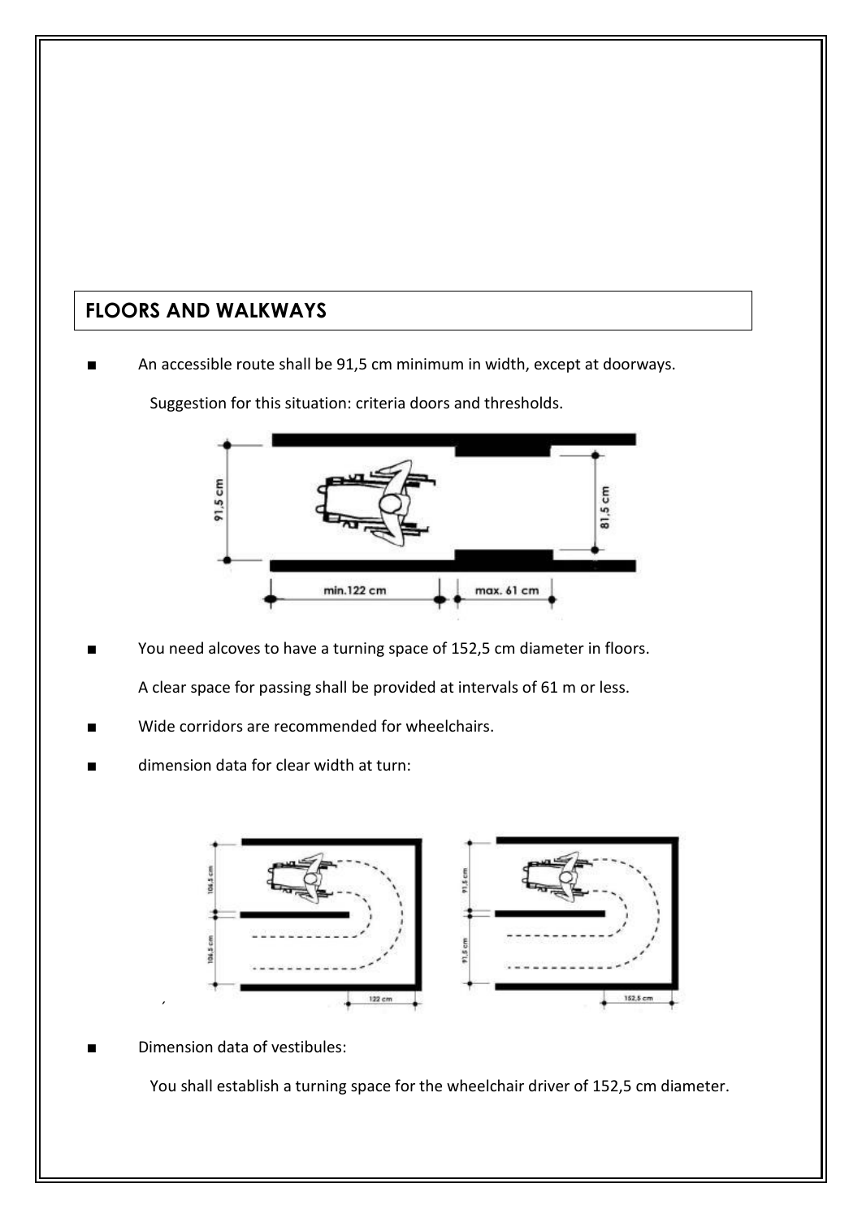## FLOORS AND WALKWAYS

- An accessible route shall be 91,5 cm minimum in width, except at doorways.

  Suggestion for this situation: criteria doors and thresholds.

- You need alcoves to have a turning space of 152,5 cm diameter in floors.

  A clear space for passing shall be provided at intervals of 61 m or less.

- Wide corridors are recommended for wheelchairs.

- dimension data for clear width at turn:

- Dimension data of vestibules:

  You shall establish a turning space for the wheelchair driver of 152,5 cm diameter.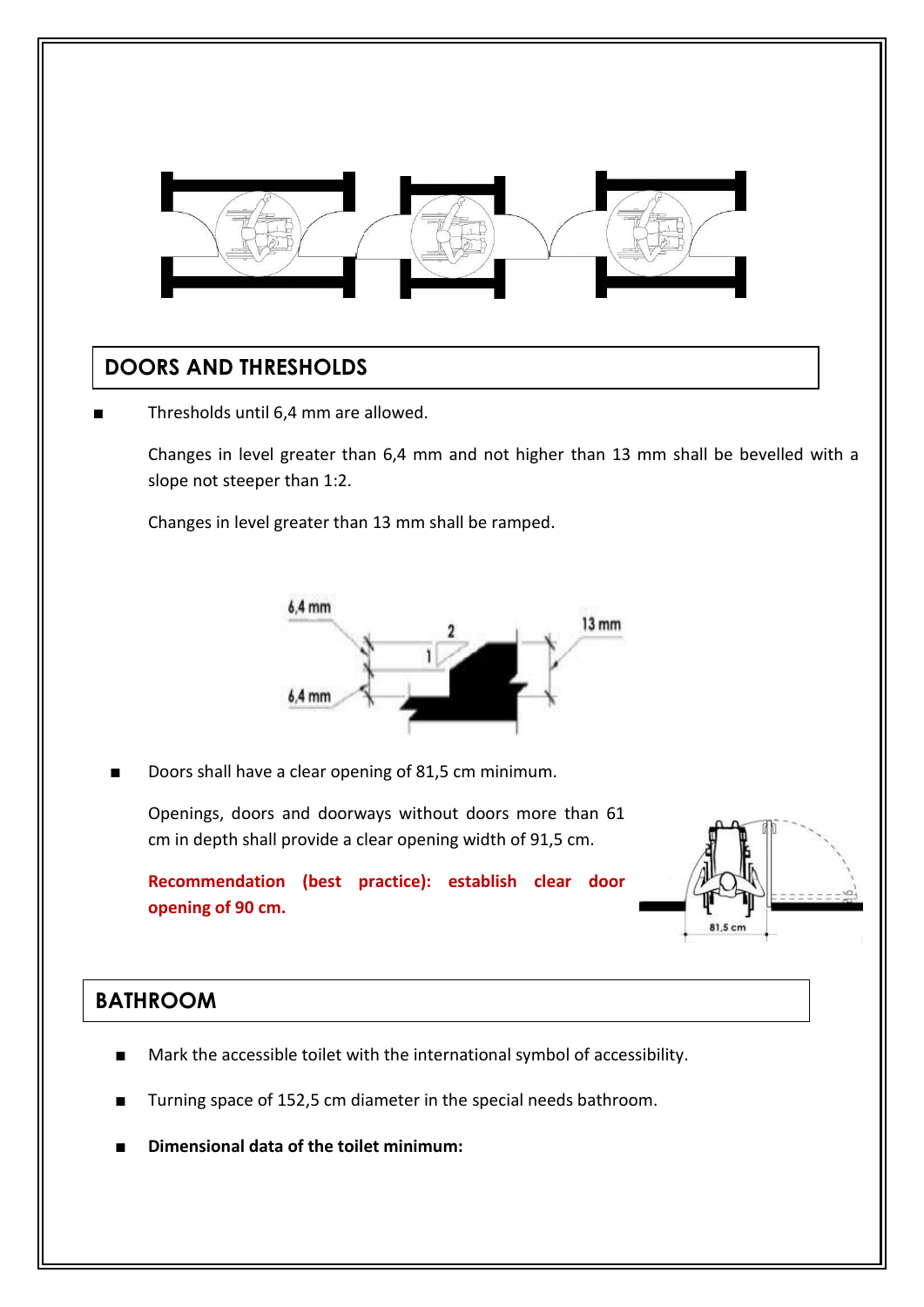## DOORS AND THRESHOLDS

- Thresholds until 6,4 mm are allowed.

  Changes in level greater than 6,4 mm and not higher than 13 mm shall be bevelled with a slope not steeper than 1:2.

  Changes in level greater than 13 mm shall be ramped.

- Doors shall have a clear opening of 81,5 cm minimum.

  Openings, doors and doorways without doors more than 61 cm in depth shall provide a clear opening width of 91,5 cm.

  **Recommendation (best practice): establish clear door opening of 90 cm.**

## BATHROOM

- Mark the accessible toilet with the international symbol of accessibility.
- Turning space of 152,5 cm diameter in the special needs bathroom.
- **Dimensional data of the toilet minimum:**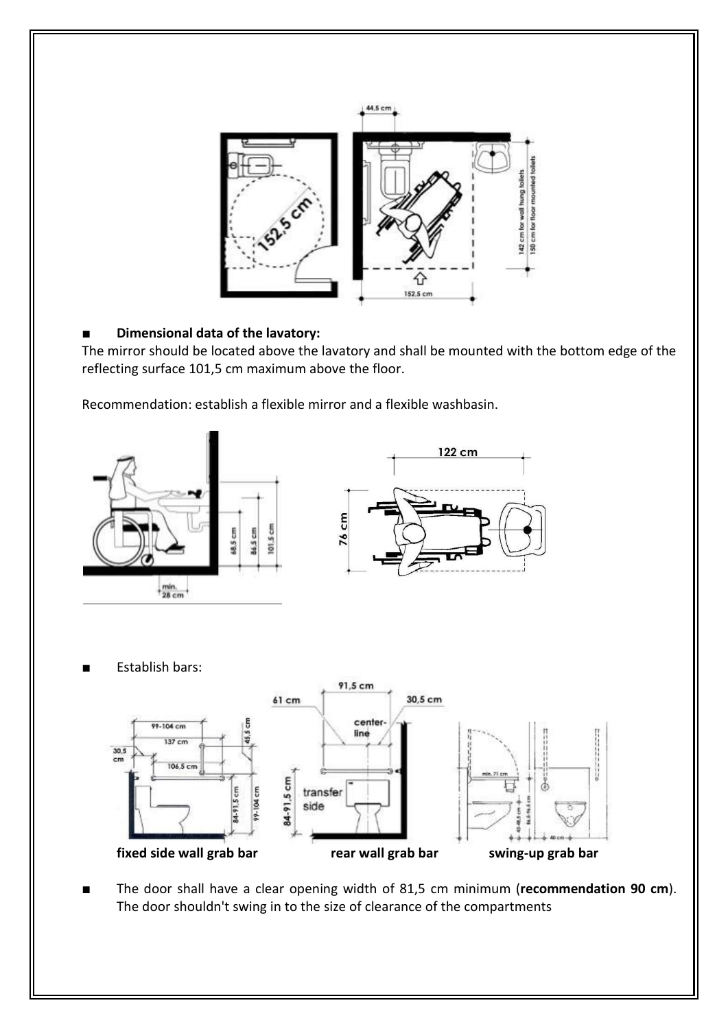■ **Dimensional data of the lavatory:**

The mirror should be located above the lavatory and shall be mounted with the bottom edge of the reflecting surface 101,5 cm maximum above the floor.

Recommendation: establish a flexible mirror and a flexible washbasin.

■ Establish bars:

**fixed side wall grab bar** **rear wall grab bar** **swing-up grab bar**

■ The door shall have a clear opening width of 81,5 cm minimum (**recommendation 90 cm**). The door shouldn't swing in to the size of clearance of the compartments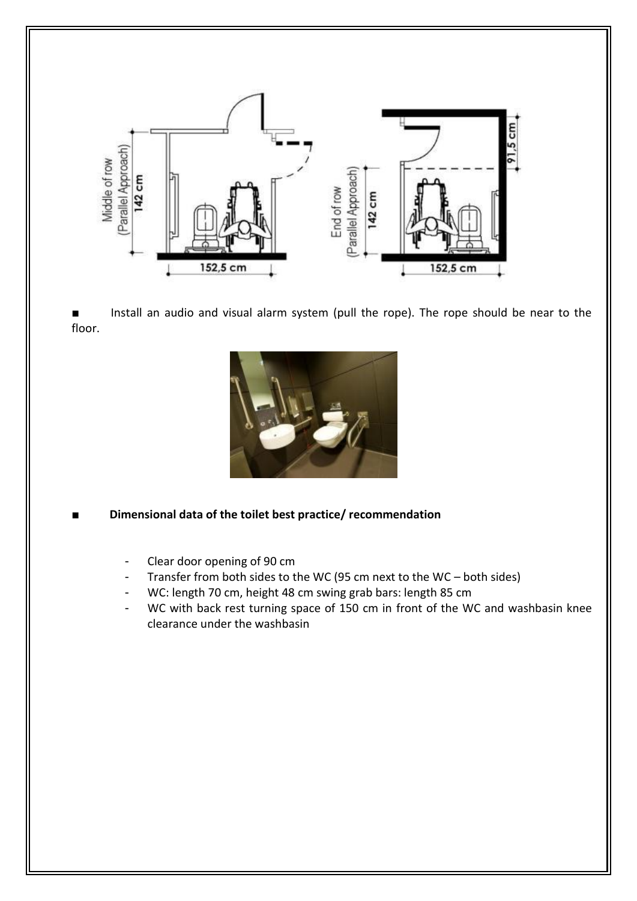■ Install an audio and visual alarm system (pull the rope). The rope should be near to the floor.

■ **Dimensional data of the toilet best practice/ recommendation**

- Clear door opening of 90 cm
- Transfer from both sides to the WC (95 cm next to the WC – both sides)
- WC: length 70 cm, height 48 cm swing grab bars: length 85 cm
- WC with back rest turning space of 150 cm in front of the WC and washbasin knee clearance under the washbasin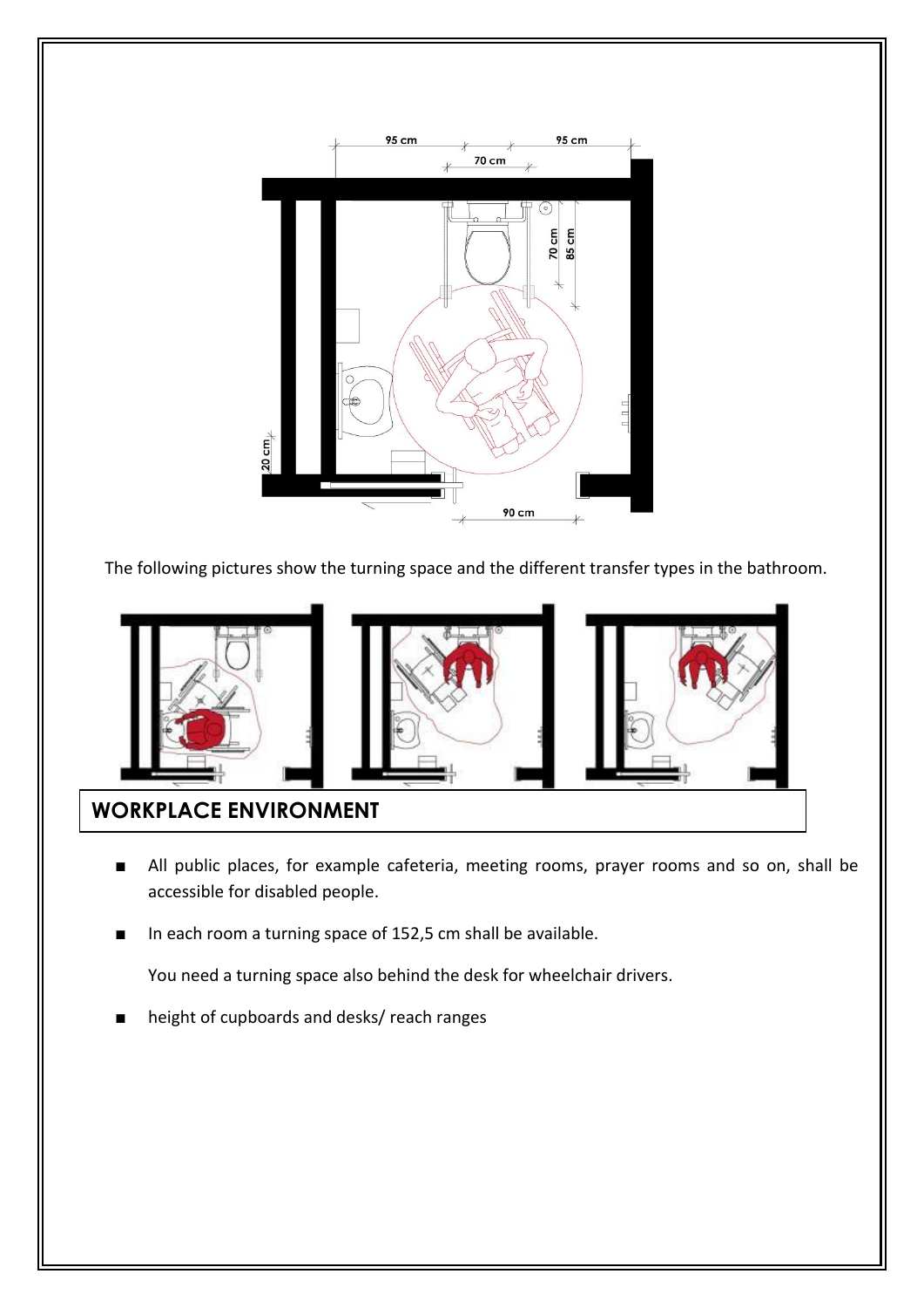The following pictures show the turning space and the different transfer types in the bathroom.

## WORKPLACE ENVIRONMENT

- All public places, for example cafeteria, meeting rooms, prayer rooms and so on, shall be accessible for disabled people.
- In each room a turning space of 152,5 cm shall be available.

  You need a turning space also behind the desk for wheelchair drivers.
- height of cupboards and desks/ reach ranges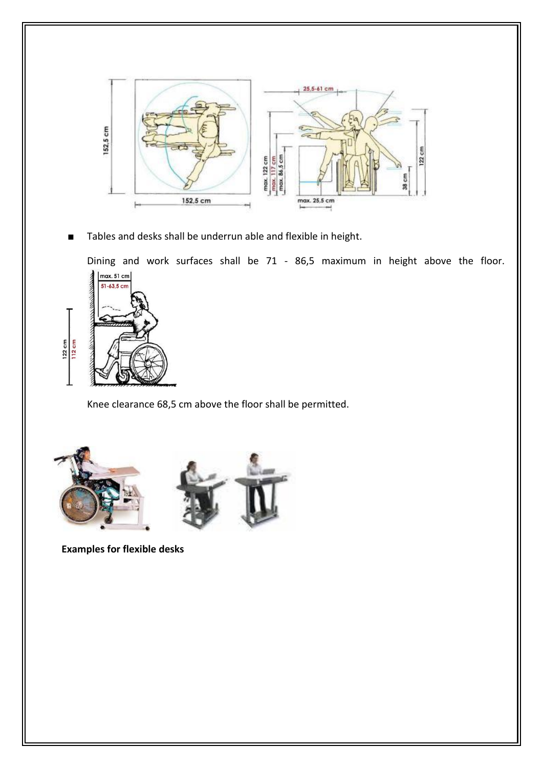- Tables and desks shall be underrun able and flexible in height.

  Dining and work surfaces shall be 71 - 86,5 maximum in height above the floor.

  Knee clearance 68,5 cm above the floor shall be permitted.

**Examples for flexible desks**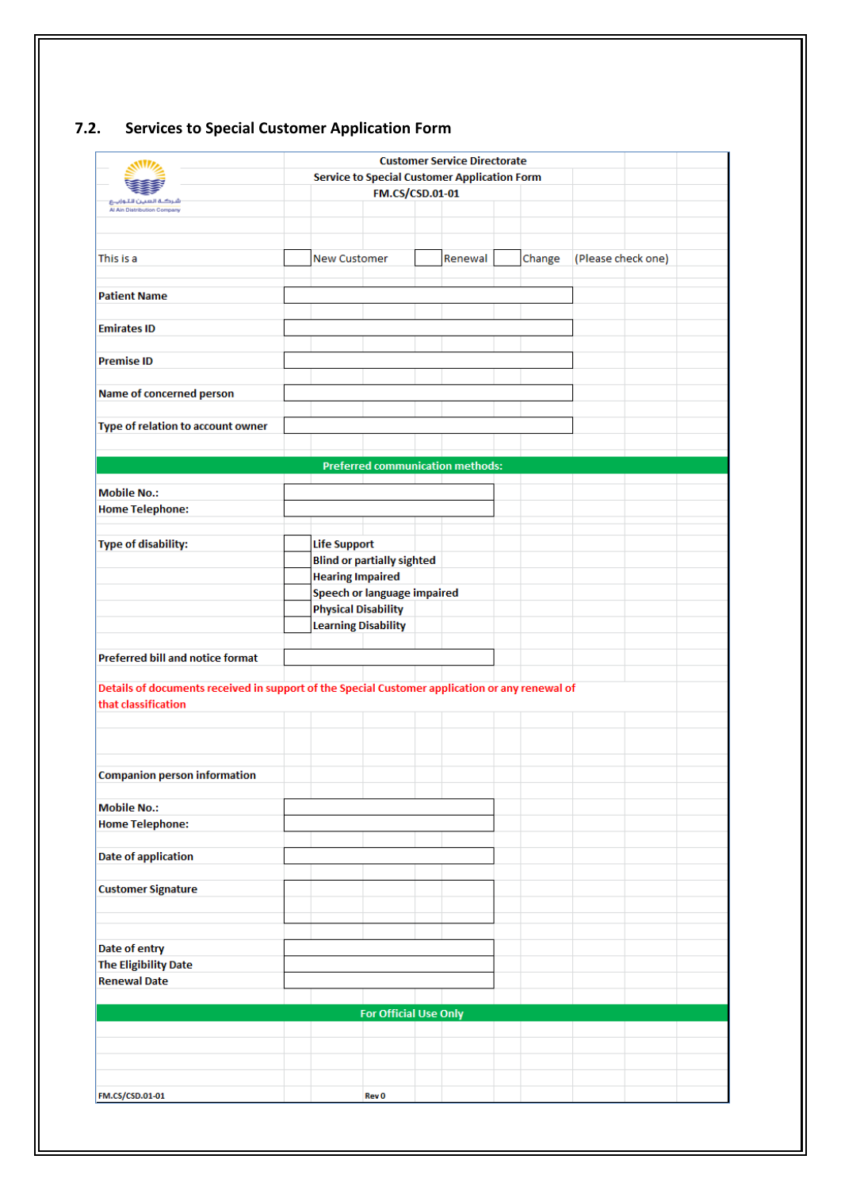## 7.2. Services to Special Customer Application Form

شركة العين للتوزيع
Al Ain Distribution Company

**Customer Service Directorate**
**Service to Special Customer Application Form**
**FM.CS/CSD.01-01**

This is a ☐ New Customer ☐ Renewal ☐ Change (Please check one)

| | |
|---|---|
| **Patient Name** | |
| **Emirates ID** | |
| **Premise ID** | |
| **Name of concerned person** | |
| **Type of relation to account owner** | |

**Preferred communication methods:**

| | |
|---|---|
| **Mobile No.:** | |
| **Home Telephone:** | |

**Type of disability:**

- ☐ **Life Support**
- ☐ **Blind or partially sighted**
- ☐ **Hearing Impaired**
- ☐ **Speech or language impaired**
- ☐ **Physical Disability**
- ☐ **Learning Disability**

| | |
|---|---|
| **Preferred bill and notice format** | |

**Details of documents received in support of the Special Customer application or any renewal of that classification**

**Companion person information**

| | |
|---|---|
| **Mobile No.:** | |
| **Home Telephone:** | |
| **Date of application** | |
| **Customer Signature** | |
| **Date of entry** | |
| **The Eligibility Date** | |
| **Renewal Date** | |

**For Official Use Only**

**FM.CS/CSD.01-01** **Rev 0**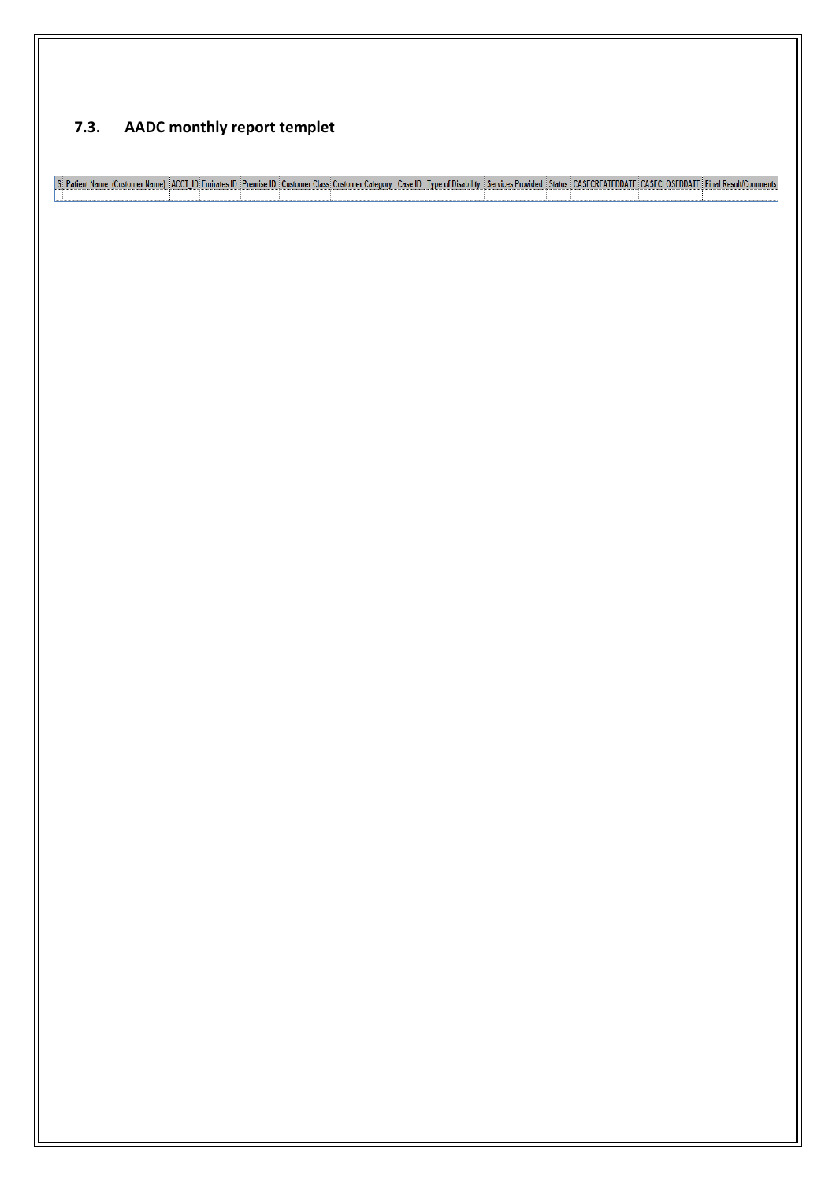### 7.3. AADC monthly report templet

| S | Patient Name (Customer Name) | ACCT_ID | Emirates ID | Premise ID | Customer Class | Customer Category | Case ID | Type of Disability | Services Provided | Status | CASECREATEDDATE | CASECLOSEDDATE | Final Result/Comments |
|---|---|---|---|---|---|---|---|---|---|---|---|---|---|
| | | | | | | | | | | | | | |